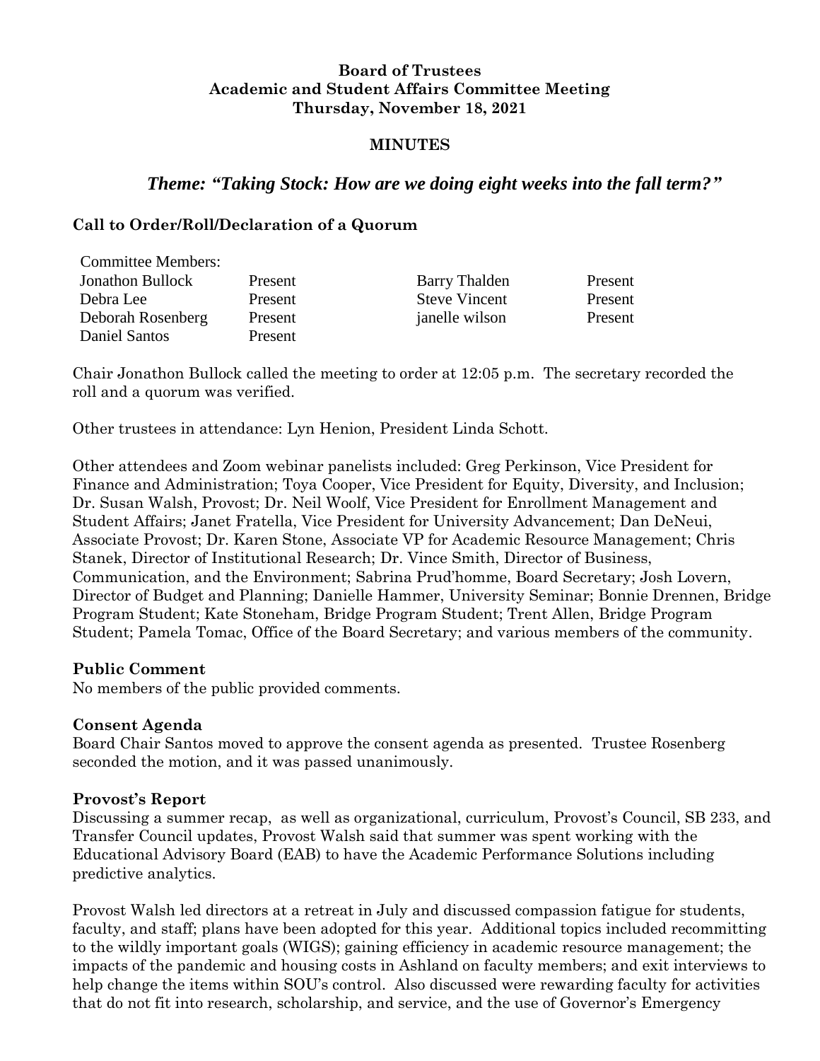**Board of Trustees**
**Academic and Student Affairs Committee Meeting**
**Thursday, November 18, 2021**

**MINUTES**

## *Theme: "Taking Stock: How are we doing eight weeks into the fall term?"*

### Call to Order/Roll/Declaration of a Quorum

| Committee Members: | | | |
|---|---|---|---|
| Jonathon Bullock | Present | Barry Thalden | Present |
| Debra Lee | Present | Steve Vincent | Present |
| Deborah Rosenberg | Present | janelle wilson | Present |
| Daniel Santos | Present | | |

Chair Jonathon Bullock called the meeting to order at 12:05 p.m. The secretary recorded the roll and a quorum was verified.

Other trustees in attendance: Lyn Henion, President Linda Schott.

Other attendees and Zoom webinar panelists included: Greg Perkinson, Vice President for Finance and Administration; Toya Cooper, Vice President for Equity, Diversity, and Inclusion; Dr. Susan Walsh, Provost; Dr. Neil Woolf, Vice President for Enrollment Management and Student Affairs; Janet Fratella, Vice President for University Advancement; Dan DeNeui, Associate Provost; Dr. Karen Stone, Associate VP for Academic Resource Management; Chris Stanek, Director of Institutional Research; Dr. Vince Smith, Director of Business, Communication, and the Environment; Sabrina Prud'homme, Board Secretary; Josh Lovern, Director of Budget and Planning; Danielle Hammer, University Seminar; Bonnie Drennen, Bridge Program Student; Kate Stoneham, Bridge Program Student; Trent Allen, Bridge Program Student; Pamela Tomac, Office of the Board Secretary; and various members of the community.

### Public Comment

No members of the public provided comments.

### Consent Agenda

Board Chair Santos moved to approve the consent agenda as presented. Trustee Rosenberg seconded the motion, and it was passed unanimously.

### Provost's Report

Discussing a summer recap, as well as organizational, curriculum, Provost's Council, SB 233, and Transfer Council updates, Provost Walsh said that summer was spent working with the Educational Advisory Board (EAB) to have the Academic Performance Solutions including predictive analytics.

Provost Walsh led directors at a retreat in July and discussed compassion fatigue for students, faculty, and staff; plans have been adopted for this year. Additional topics included recommitting to the wildly important goals (WIGS); gaining efficiency in academic resource management; the impacts of the pandemic and housing costs in Ashland on faculty members; and exit interviews to help change the items within SOU's control. Also discussed were rewarding faculty for activities that do not fit into research, scholarship, and service, and the use of Governor's Emergency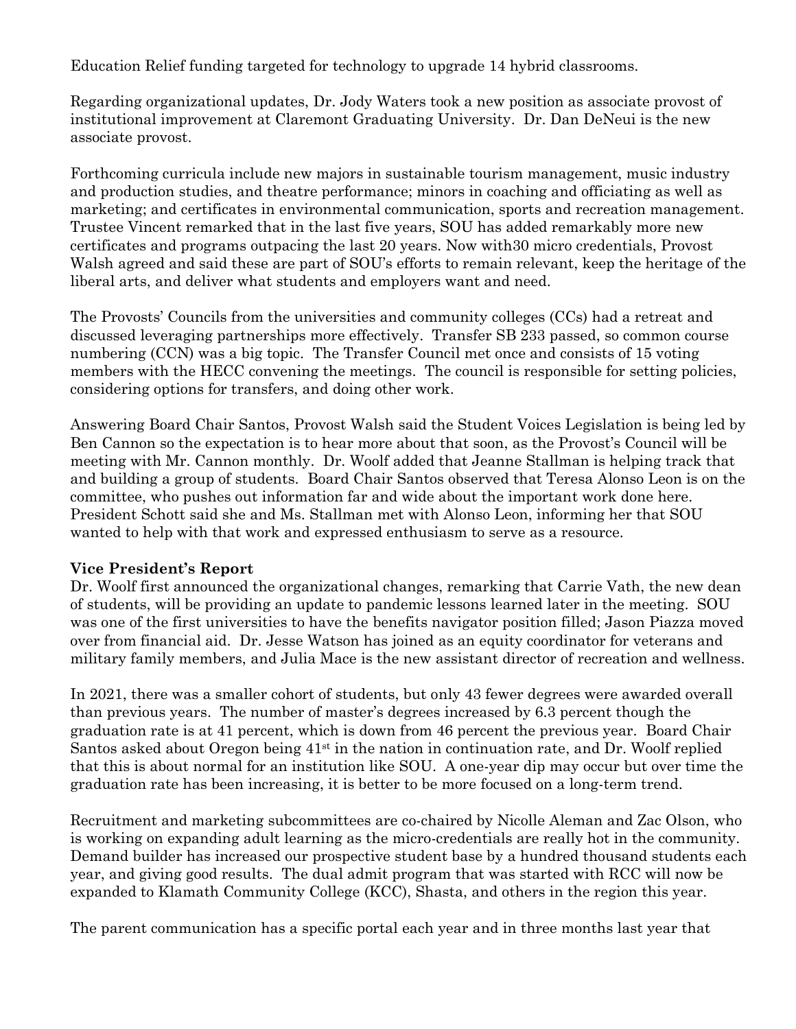Education Relief funding targeted for technology to upgrade 14 hybrid classrooms.

Regarding organizational updates, Dr. Jody Waters took a new position as associate provost of institutional improvement at Claremont Graduating University. Dr. Dan DeNeui is the new associate provost.

Forthcoming curricula include new majors in sustainable tourism management, music industry and production studies, and theatre performance; minors in coaching and officiating as well as marketing; and certificates in environmental communication, sports and recreation management. Trustee Vincent remarked that in the last five years, SOU has added remarkably more new certificates and programs outpacing the last 20 years. Now with30 micro credentials, Provost Walsh agreed and said these are part of SOU's efforts to remain relevant, keep the heritage of the liberal arts, and deliver what students and employers want and need.

The Provosts' Councils from the universities and community colleges (CCs) had a retreat and discussed leveraging partnerships more effectively. Transfer SB 233 passed, so common course numbering (CCN) was a big topic. The Transfer Council met once and consists of 15 voting members with the HECC convening the meetings. The council is responsible for setting policies, considering options for transfers, and doing other work.

Answering Board Chair Santos, Provost Walsh said the Student Voices Legislation is being led by Ben Cannon so the expectation is to hear more about that soon, as the Provost's Council will be meeting with Mr. Cannon monthly. Dr. Woolf added that Jeanne Stallman is helping track that and building a group of students. Board Chair Santos observed that Teresa Alonso Leon is on the committee, who pushes out information far and wide about the important work done here. President Schott said she and Ms. Stallman met with Alonso Leon, informing her that SOU wanted to help with that work and expressed enthusiasm to serve as a resource.

**Vice President's Report**

Dr. Woolf first announced the organizational changes, remarking that Carrie Vath, the new dean of students, will be providing an update to pandemic lessons learned later in the meeting. SOU was one of the first universities to have the benefits navigator position filled; Jason Piazza moved over from financial aid. Dr. Jesse Watson has joined as an equity coordinator for veterans and military family members, and Julia Mace is the new assistant director of recreation and wellness.

In 2021, there was a smaller cohort of students, but only 43 fewer degrees were awarded overall than previous years. The number of master's degrees increased by 6.3 percent though the graduation rate is at 41 percent, which is down from 46 percent the previous year. Board Chair Santos asked about Oregon being 41st in the nation in continuation rate, and Dr. Woolf replied that this is about normal for an institution like SOU. A one-year dip may occur but over time the graduation rate has been increasing, it is better to be more focused on a long-term trend.

Recruitment and marketing subcommittees are co-chaired by Nicolle Aleman and Zac Olson, who is working on expanding adult learning as the micro-credentials are really hot in the community. Demand builder has increased our prospective student base by a hundred thousand students each year, and giving good results. The dual admit program that was started with RCC will now be expanded to Klamath Community College (KCC), Shasta, and others in the region this year.

The parent communication has a specific portal each year and in three months last year that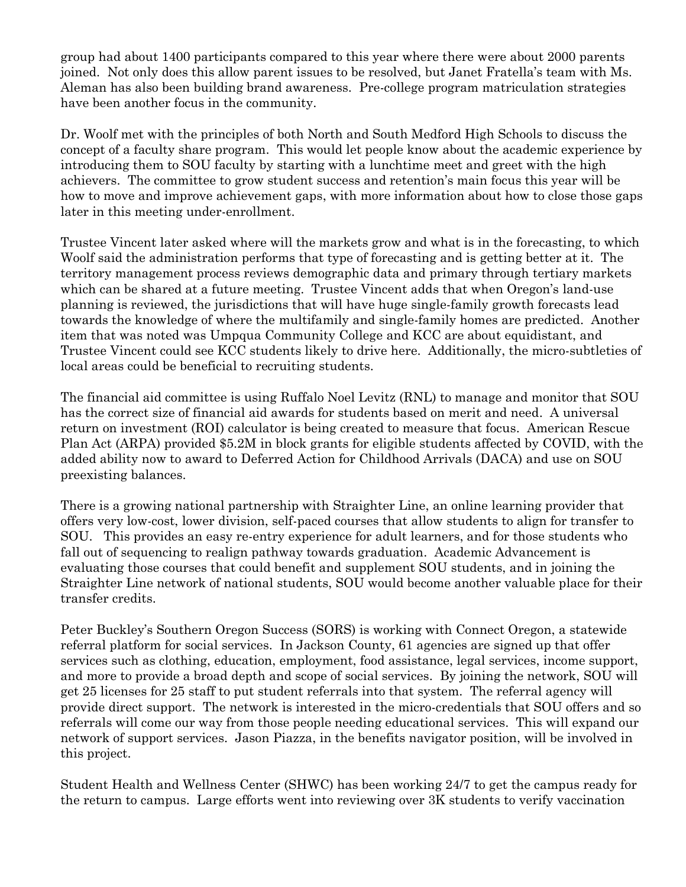group had about 1400 participants compared to this year where there were about 2000 parents joined. Not only does this allow parent issues to be resolved, but Janet Fratella's team with Ms. Aleman has also been building brand awareness. Pre-college program matriculation strategies have been another focus in the community.

Dr. Woolf met with the principles of both North and South Medford High Schools to discuss the concept of a faculty share program. This would let people know about the academic experience by introducing them to SOU faculty by starting with a lunchtime meet and greet with the high achievers. The committee to grow student success and retention's main focus this year will be how to move and improve achievement gaps, with more information about how to close those gaps later in this meeting under-enrollment.

Trustee Vincent later asked where will the markets grow and what is in the forecasting, to which Woolf said the administration performs that type of forecasting and is getting better at it. The territory management process reviews demographic data and primary through tertiary markets which can be shared at a future meeting. Trustee Vincent adds that when Oregon's land-use planning is reviewed, the jurisdictions that will have huge single-family growth forecasts lead towards the knowledge of where the multifamily and single-family homes are predicted. Another item that was noted was Umpqua Community College and KCC are about equidistant, and Trustee Vincent could see KCC students likely to drive here. Additionally, the micro-subtleties of local areas could be beneficial to recruiting students.

The financial aid committee is using Ruffalo Noel Levitz (RNL) to manage and monitor that SOU has the correct size of financial aid awards for students based on merit and need. A universal return on investment (ROI) calculator is being created to measure that focus. American Rescue Plan Act (ARPA) provided $5.2M in block grants for eligible students affected by COVID, with the added ability now to award to Deferred Action for Childhood Arrivals (DACA) and use on SOU preexisting balances.

There is a growing national partnership with Straighter Line, an online learning provider that offers very low-cost, lower division, self-paced courses that allow students to align for transfer to SOU. This provides an easy re-entry experience for adult learners, and for those students who fall out of sequencing to realign pathway towards graduation. Academic Advancement is evaluating those courses that could benefit and supplement SOU students, and in joining the Straighter Line network of national students, SOU would become another valuable place for their transfer credits.

Peter Buckley's Southern Oregon Success (SORS) is working with Connect Oregon, a statewide referral platform for social services. In Jackson County, 61 agencies are signed up that offer services such as clothing, education, employment, food assistance, legal services, income support, and more to provide a broad depth and scope of social services. By joining the network, SOU will get 25 licenses for 25 staff to put student referrals into that system. The referral agency will provide direct support. The network is interested in the micro-credentials that SOU offers and so referrals will come our way from those people needing educational services. This will expand our network of support services. Jason Piazza, in the benefits navigator position, will be involved in this project.

Student Health and Wellness Center (SHWC) has been working 24/7 to get the campus ready for the return to campus. Large efforts went into reviewing over 3K students to verify vaccination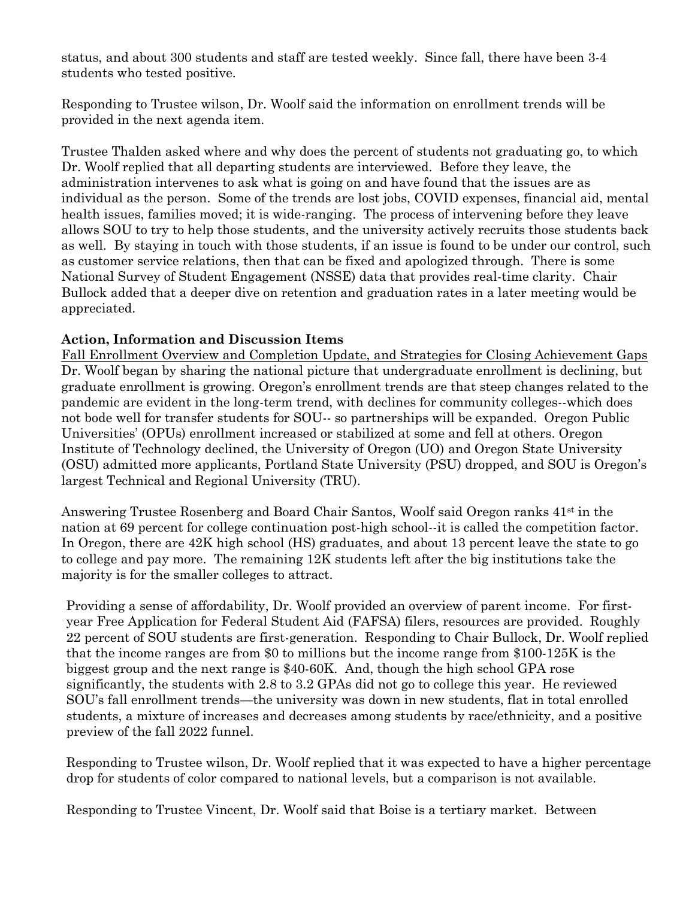status, and about 300 students and staff are tested weekly. Since fall, there have been 3-4 students who tested positive.

Responding to Trustee wilson, Dr. Woolf said the information on enrollment trends will be provided in the next agenda item.

Trustee Thalden asked where and why does the percent of students not graduating go, to which Dr. Woolf replied that all departing students are interviewed. Before they leave, the administration intervenes to ask what is going on and have found that the issues are as individual as the person. Some of the trends are lost jobs, COVID expenses, financial aid, mental health issues, families moved; it is wide-ranging. The process of intervening before they leave allows SOU to try to help those students, and the university actively recruits those students back as well. By staying in touch with those students, if an issue is found to be under our control, such as customer service relations, then that can be fixed and apologized through. There is some National Survey of Student Engagement (NSSE) data that provides real-time clarity. Chair Bullock added that a deeper dive on retention and graduation rates in a later meeting would be appreciated.

**Action, Information and Discussion Items**

Fall Enrollment Overview and Completion Update, and Strategies for Closing Achievement Gaps

Dr. Woolf began by sharing the national picture that undergraduate enrollment is declining, but graduate enrollment is growing. Oregon's enrollment trends are that steep changes related to the pandemic are evident in the long-term trend, with declines for community colleges--which does not bode well for transfer students for SOU-- so partnerships will be expanded. Oregon Public Universities' (OPUs) enrollment increased or stabilized at some and fell at others. Oregon Institute of Technology declined, the University of Oregon (UO) and Oregon State University (OSU) admitted more applicants, Portland State University (PSU) dropped, and SOU is Oregon's largest Technical and Regional University (TRU).

Answering Trustee Rosenberg and Board Chair Santos, Woolf said Oregon ranks 41st in the nation at 69 percent for college continuation post-high school--it is called the competition factor. In Oregon, there are 42K high school (HS) graduates, and about 13 percent leave the state to go to college and pay more. The remaining 12K students left after the big institutions take the majority is for the smaller colleges to attract.

Providing a sense of affordability, Dr. Woolf provided an overview of parent income. For first-year Free Application for Federal Student Aid (FAFSA) filers, resources are provided. Roughly 22 percent of SOU students are first-generation. Responding to Chair Bullock, Dr. Woolf replied that the income ranges are from $0 to millions but the income range from $100-125K is the biggest group and the next range is $40-60K. And, though the high school GPA rose significantly, the students with 2.8 to 3.2 GPAs did not go to college this year. He reviewed SOU's fall enrollment trends—the university was down in new students, flat in total enrolled students, a mixture of increases and decreases among students by race/ethnicity, and a positive preview of the fall 2022 funnel.

Responding to Trustee wilson, Dr. Woolf replied that it was expected to have a higher percentage drop for students of color compared to national levels, but a comparison is not available.

Responding to Trustee Vincent, Dr. Woolf said that Boise is a tertiary market. Between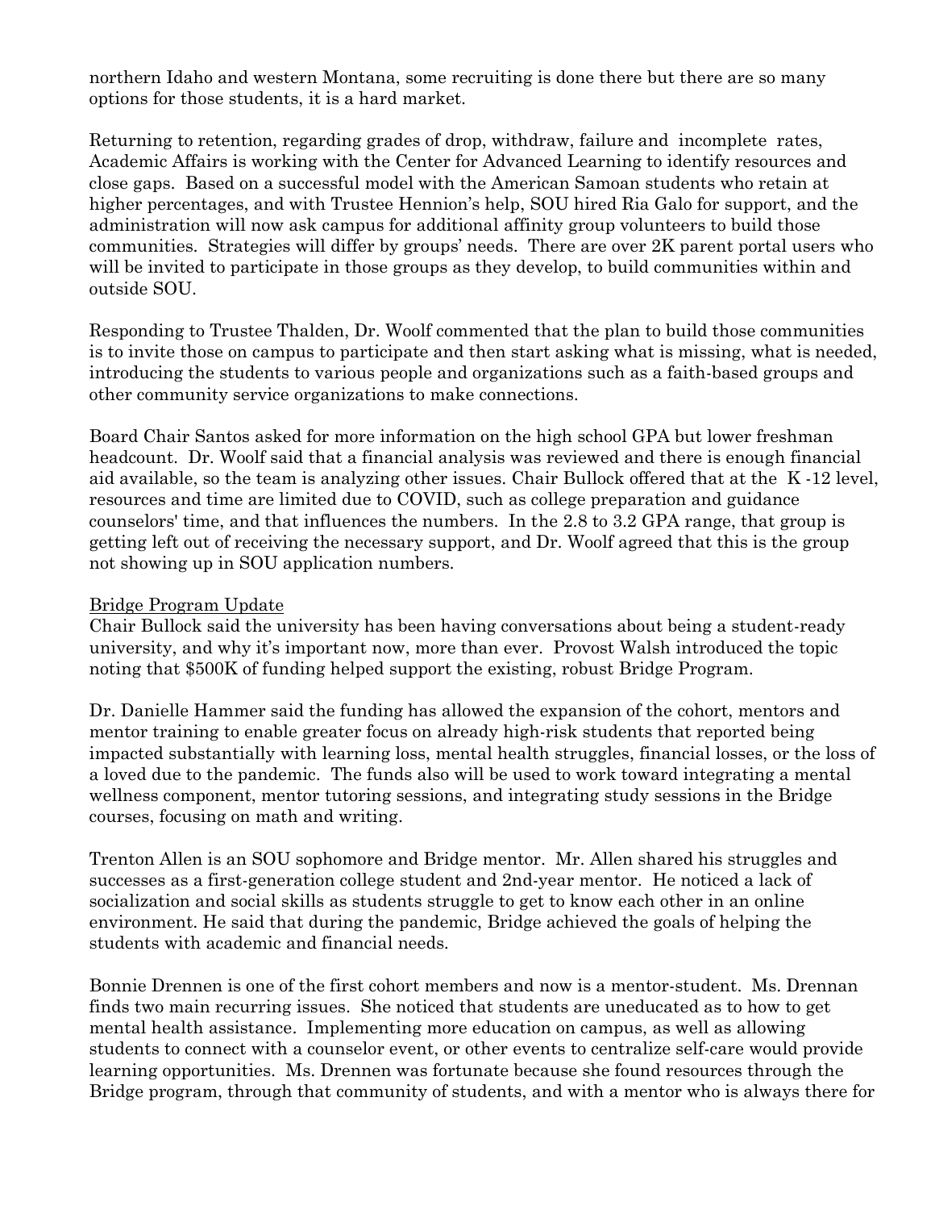northern Idaho and western Montana, some recruiting is done there but there are so many options for those students, it is a hard market.

Returning to retention, regarding grades of drop, withdraw, failure and incomplete rates, Academic Affairs is working with the Center for Advanced Learning to identify resources and close gaps. Based on a successful model with the American Samoan students who retain at higher percentages, and with Trustee Hennion's help, SOU hired Ria Galo for support, and the administration will now ask campus for additional affinity group volunteers to build those communities. Strategies will differ by groups' needs. There are over 2K parent portal users who will be invited to participate in those groups as they develop, to build communities within and outside SOU.

Responding to Trustee Thalden, Dr. Woolf commented that the plan to build those communities is to invite those on campus to participate and then start asking what is missing, what is needed, introducing the students to various people and organizations such as a faith-based groups and other community service organizations to make connections.

Board Chair Santos asked for more information on the high school GPA but lower freshman headcount. Dr. Woolf said that a financial analysis was reviewed and there is enough financial aid available, so the team is analyzing other issues. Chair Bullock offered that at the K -12 level, resources and time are limited due to COVID, such as college preparation and guidance counselors' time, and that influences the numbers. In the 2.8 to 3.2 GPA range, that group is getting left out of receiving the necessary support, and Dr. Woolf agreed that this is the group not showing up in SOU application numbers.

<u>Bridge Program Update</u>

Chair Bullock said the university has been having conversations about being a student-ready university, and why it's important now, more than ever. Provost Walsh introduced the topic noting that $500K of funding helped support the existing, robust Bridge Program.

Dr. Danielle Hammer said the funding has allowed the expansion of the cohort, mentors and mentor training to enable greater focus on already high-risk students that reported being impacted substantially with learning loss, mental health struggles, financial losses, or the loss of a loved due to the pandemic. The funds also will be used to work toward integrating a mental wellness component, mentor tutoring sessions, and integrating study sessions in the Bridge courses, focusing on math and writing.

Trenton Allen is an SOU sophomore and Bridge mentor. Mr. Allen shared his struggles and successes as a first-generation college student and 2nd-year mentor. He noticed a lack of socialization and social skills as students struggle to get to know each other in an online environment. He said that during the pandemic, Bridge achieved the goals of helping the students with academic and financial needs.

Bonnie Drennen is one of the first cohort members and now is a mentor-student. Ms. Drennan finds two main recurring issues. She noticed that students are uneducated as to how to get mental health assistance. Implementing more education on campus, as well as allowing students to connect with a counselor event, or other events to centralize self-care would provide learning opportunities. Ms. Drennen was fortunate because she found resources through the Bridge program, through that community of students, and with a mentor who is always there for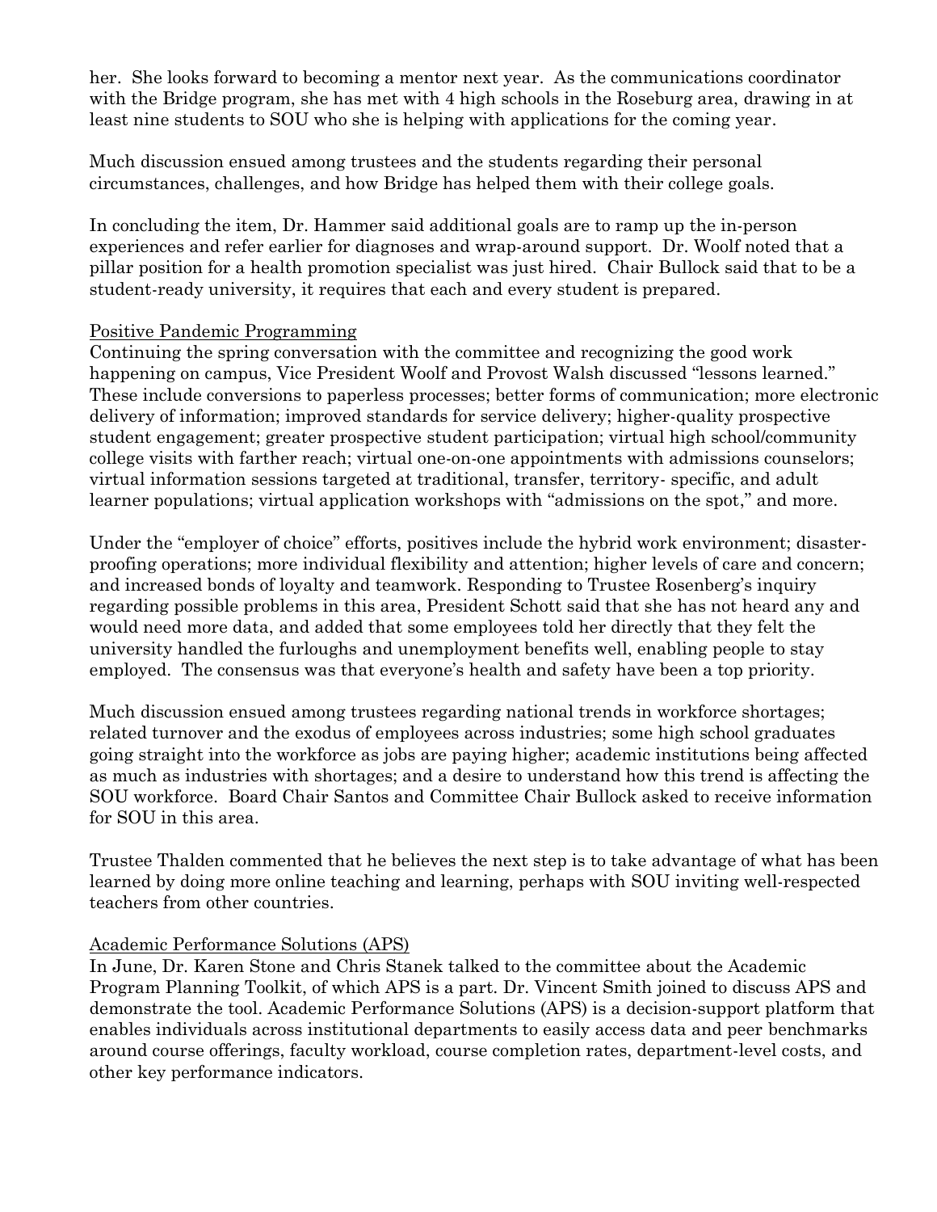her. She looks forward to becoming a mentor next year. As the communications coordinator with the Bridge program, she has met with 4 high schools in the Roseburg area, drawing in at least nine students to SOU who she is helping with applications for the coming year.

Much discussion ensued among trustees and the students regarding their personal circumstances, challenges, and how Bridge has helped them with their college goals.

In concluding the item, Dr. Hammer said additional goals are to ramp up the in-person experiences and refer earlier for diagnoses and wrap-around support. Dr. Woolf noted that a pillar position for a health promotion specialist was just hired. Chair Bullock said that to be a student-ready university, it requires that each and every student is prepared.

<u>Positive Pandemic Programming</u>

Continuing the spring conversation with the committee and recognizing the good work happening on campus, Vice President Woolf and Provost Walsh discussed "lessons learned." These include conversions to paperless processes; better forms of communication; more electronic delivery of information; improved standards for service delivery; higher-quality prospective student engagement; greater prospective student participation; virtual high school/community college visits with farther reach; virtual one-on-one appointments with admissions counselors; virtual information sessions targeted at traditional, transfer, territory- specific, and adult learner populations; virtual application workshops with "admissions on the spot," and more.

Under the "employer of choice" efforts, positives include the hybrid work environment; disaster-proofing operations; more individual flexibility and attention; higher levels of care and concern; and increased bonds of loyalty and teamwork. Responding to Trustee Rosenberg's inquiry regarding possible problems in this area, President Schott said that she has not heard any and would need more data, and added that some employees told her directly that they felt the university handled the furloughs and unemployment benefits well, enabling people to stay employed. The consensus was that everyone's health and safety have been a top priority.

Much discussion ensued among trustees regarding national trends in workforce shortages; related turnover and the exodus of employees across industries; some high school graduates going straight into the workforce as jobs are paying higher; academic institutions being affected as much as industries with shortages; and a desire to understand how this trend is affecting the SOU workforce. Board Chair Santos and Committee Chair Bullock asked to receive information for SOU in this area.

Trustee Thalden commented that he believes the next step is to take advantage of what has been learned by doing more online teaching and learning, perhaps with SOU inviting well-respected teachers from other countries.

<u>Academic Performance Solutions (APS)</u>

In June, Dr. Karen Stone and Chris Stanek talked to the committee about the Academic Program Planning Toolkit, of which APS is a part. Dr. Vincent Smith joined to discuss APS and demonstrate the tool. Academic Performance Solutions (APS) is a decision-support platform that enables individuals across institutional departments to easily access data and peer benchmarks around course offerings, faculty workload, course completion rates, department-level costs, and other key performance indicators.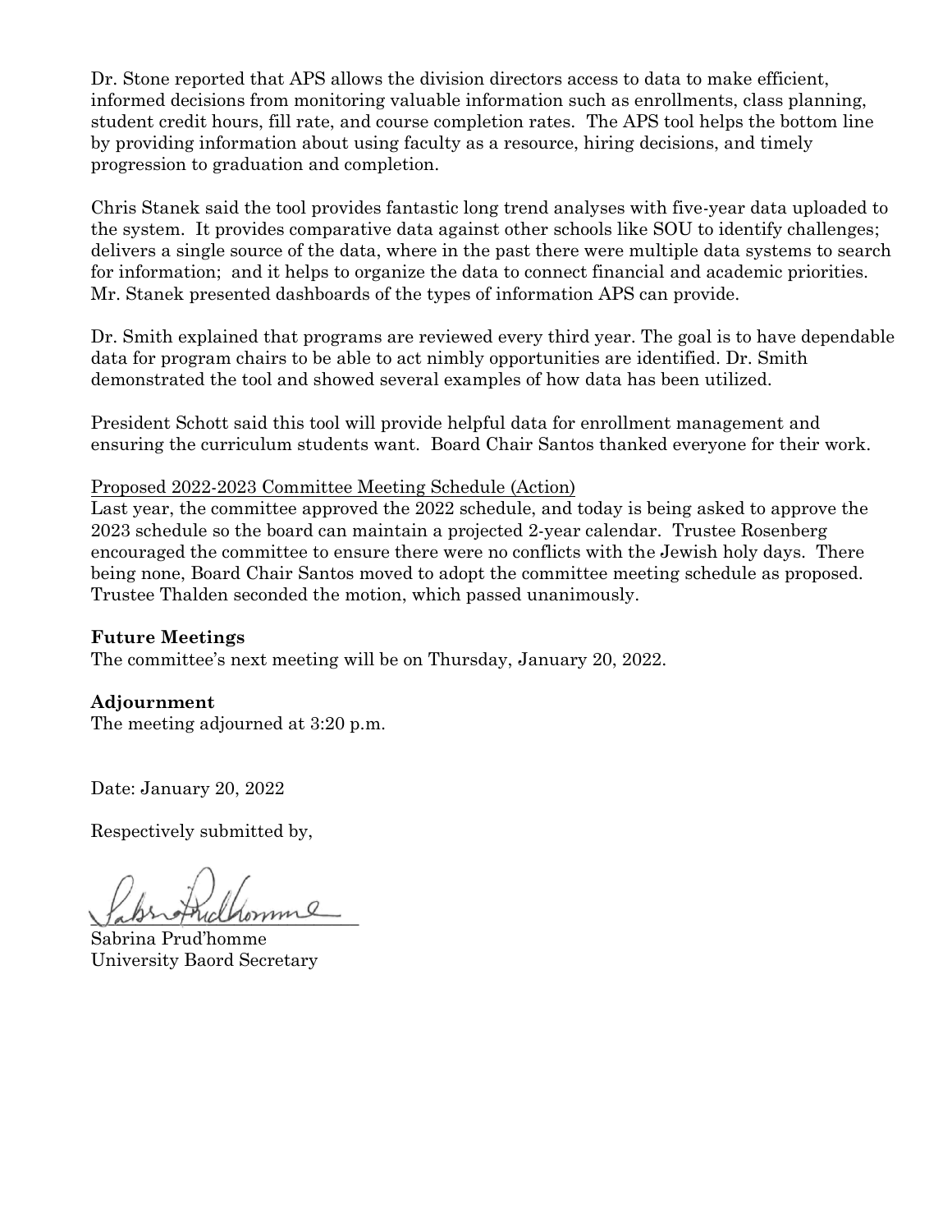Dr. Stone reported that APS allows the division directors access to data to make efficient, informed decisions from monitoring valuable information such as enrollments, class planning, student credit hours, fill rate, and course completion rates. The APS tool helps the bottom line by providing information about using faculty as a resource, hiring decisions, and timely progression to graduation and completion.

Chris Stanek said the tool provides fantastic long trend analyses with five-year data uploaded to the system. It provides comparative data against other schools like SOU to identify challenges; delivers a single source of the data, where in the past there were multiple data systems to search for information; and it helps to organize the data to connect financial and academic priorities. Mr. Stanek presented dashboards of the types of information APS can provide.

Dr. Smith explained that programs are reviewed every third year. The goal is to have dependable data for program chairs to be able to act nimbly opportunities are identified. Dr. Smith demonstrated the tool and showed several examples of how data has been utilized.

President Schott said this tool will provide helpful data for enrollment management and ensuring the curriculum students want. Board Chair Santos thanked everyone for their work.

Proposed 2022-2023 Committee Meeting Schedule (Action)

Last year, the committee approved the 2022 schedule, and today is being asked to approve the 2023 schedule so the board can maintain a projected 2-year calendar. Trustee Rosenberg encouraged the committee to ensure there were no conflicts with the Jewish holy days. There being none, Board Chair Santos moved to adopt the committee meeting schedule as proposed. Trustee Thalden seconded the motion, which passed unanimously.

**Future Meetings**

The committee's next meeting will be on Thursday, January 20, 2022.

**Adjournment**

The meeting adjourned at 3:20 p.m.

Date: January 20, 2022

Respectively submitted by,

Sabrina Prud'homme
University Baord Secretary